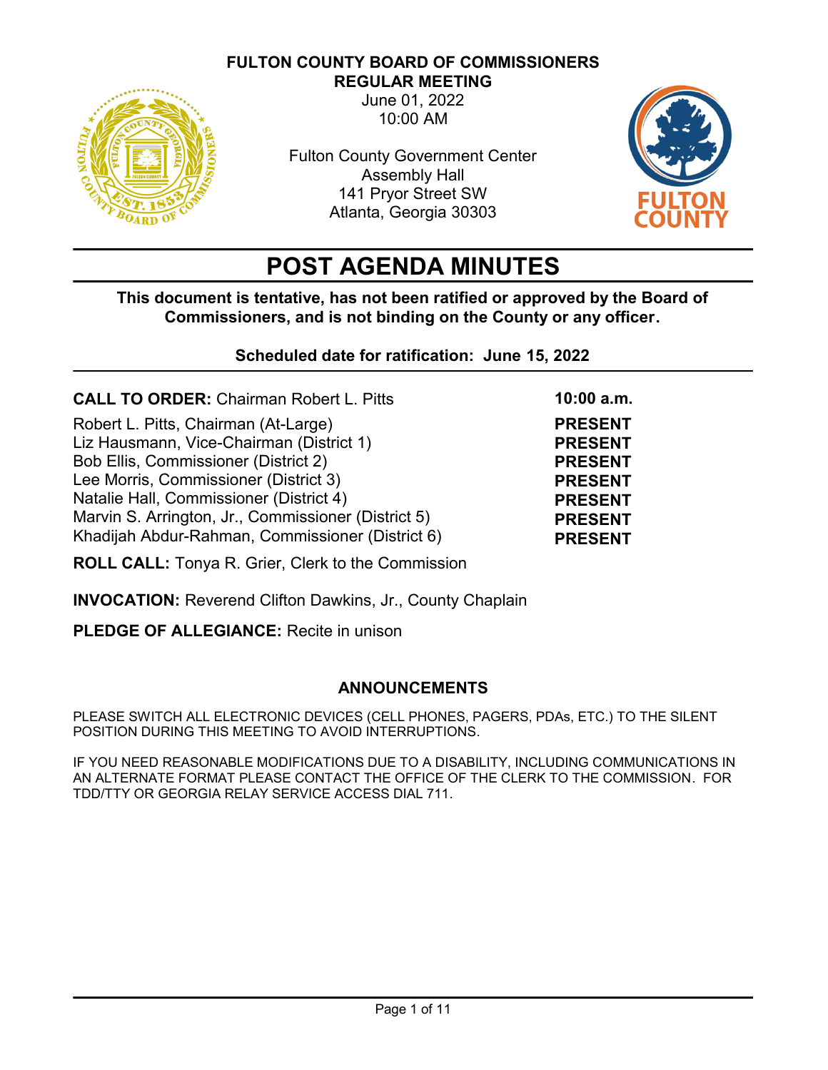# FULTON COUNTY BOARD OF COMMISSIONERS

## REGULAR MEETING

June 01, 2022
10:00 AM

Fulton County Government Center
Assembly Hall
141 Pryor Street SW
Atlanta, Georgia 30303

# POST AGENDA MINUTES

**This document is tentative, has not been ratified or approved by the Board of Commissioners, and is not binding on the County or any officer.**

**Scheduled date for ratification: June 15, 2022**

| **CALL TO ORDER:** Chairman Robert L. Pitts | **10:00 a.m.** |
|---|---|
| Robert L. Pitts, Chairman (At-Large) | **PRESENT** |
| Liz Hausmann, Vice-Chairman (District 1) | **PRESENT** |
| Bob Ellis, Commissioner (District 2) | **PRESENT** |
| Lee Morris, Commissioner (District 3) | **PRESENT** |
| Natalie Hall, Commissioner (District 4) | **PRESENT** |
| Marvin S. Arrington, Jr., Commissioner (District 5) | **PRESENT** |
| Khadijah Abdur-Rahman, Commissioner (District 6) | **PRESENT** |

**ROLL CALL:** Tonya R. Grier, Clerk to the Commission

**INVOCATION:** Reverend Clifton Dawkins, Jr., County Chaplain

**PLEDGE OF ALLEGIANCE:** Recite in unison

## ANNOUNCEMENTS

PLEASE SWITCH ALL ELECTRONIC DEVICES (CELL PHONES, PAGERS, PDAs, ETC.) TO THE SILENT POSITION DURING THIS MEETING TO AVOID INTERRUPTIONS.

IF YOU NEED REASONABLE MODIFICATIONS DUE TO A DISABILITY, INCLUDING COMMUNICATIONS IN AN ALTERNATE FORMAT PLEASE CONTACT THE OFFICE OF THE CLERK TO THE COMMISSION. FOR TDD/TTY OR GEORGIA RELAY SERVICE ACCESS DIAL 711.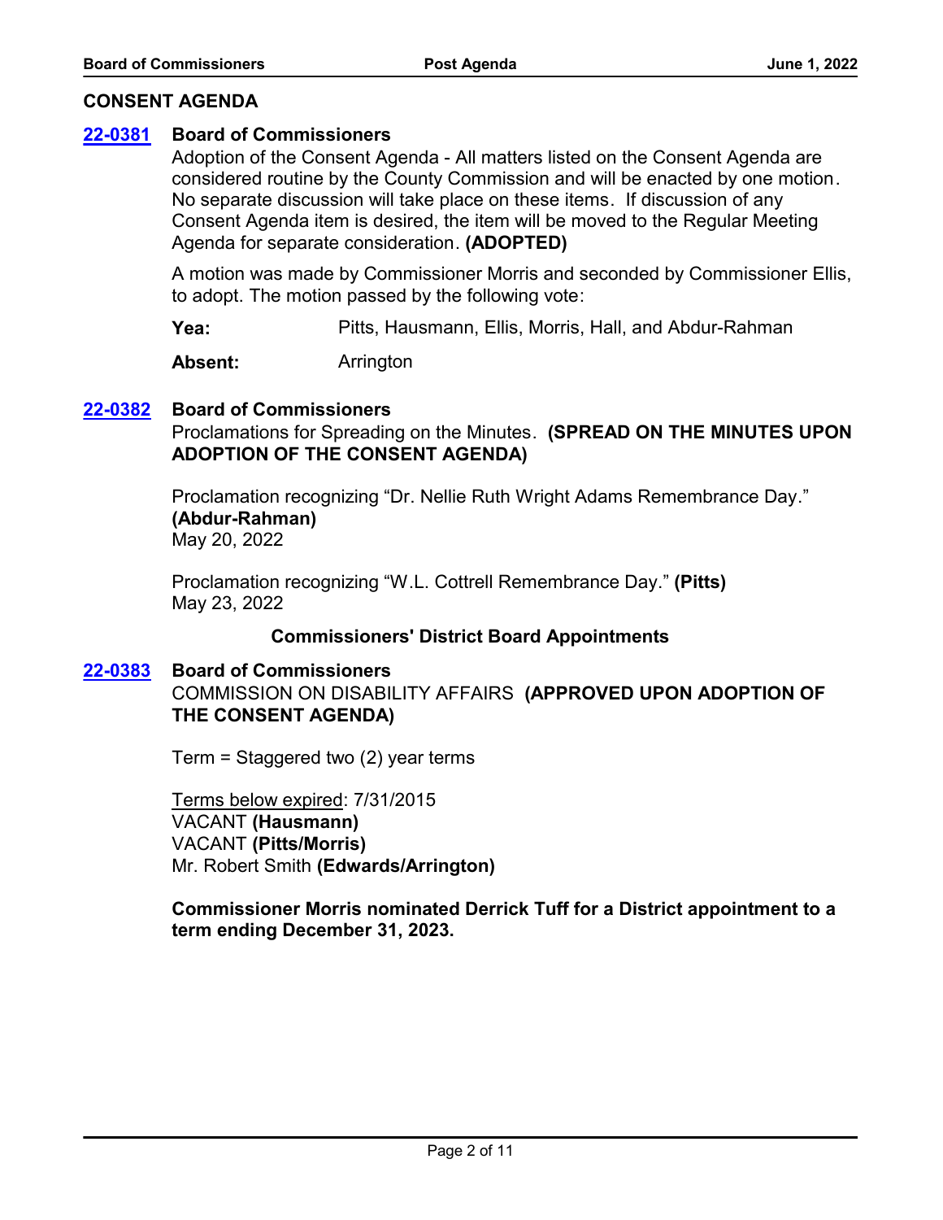## CONSENT AGENDA

**[22-0381](#) Board of Commissioners**

Adoption of the Consent Agenda - All matters listed on the Consent Agenda are considered routine by the County Commission and will be enacted by one motion. No separate discussion will take place on these items. If discussion of any Consent Agenda item is desired, the item will be moved to the Regular Meeting Agenda for separate consideration. **(ADOPTED)**

A motion was made by Commissioner Morris and seconded by Commissioner Ellis, to adopt. The motion passed by the following vote:

**Yea:** Pitts, Hausmann, Ellis, Morris, Hall, and Abdur-Rahman

**Absent:** Arrington

**[22-0382](#) Board of Commissioners**

Proclamations for Spreading on the Minutes. **(SPREAD ON THE MINUTES UPON ADOPTION OF THE CONSENT AGENDA)**

Proclamation recognizing "Dr. Nellie Ruth Wright Adams Remembrance Day." **(Abdur-Rahman)**
May 20, 2022

Proclamation recognizing "W.L. Cottrell Remembrance Day." **(Pitts)**
May 23, 2022

### Commissioners' District Board Appointments

**[22-0383](#) Board of Commissioners**

COMMISSION ON DISABILITY AFFAIRS **(APPROVED UPON ADOPTION OF THE CONSENT AGENDA)**

Term = Staggered two (2) year terms

Terms below expired: 7/31/2015
VACANT **(Hausmann)**
VACANT **(Pitts/Morris)**
Mr. Robert Smith **(Edwards/Arrington)**

**Commissioner Morris nominated Derrick Tuff for a District appointment to a term ending December 31, 2023.**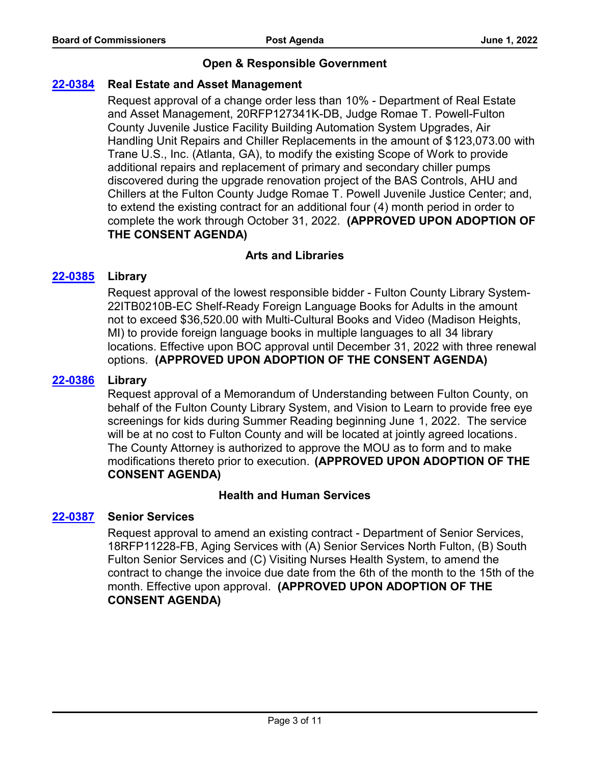## Open & Responsible Government

### 22-0384 Real Estate and Asset Management

Request approval of a change order less than 10% - Department of Real Estate and Asset Management, 20RFP127341K-DB, Judge Romae T. Powell-Fulton County Juvenile Justice Facility Building Automation System Upgrades, Air Handling Unit Repairs and Chiller Replacements in the amount of $123,073.00 with Trane U.S., Inc. (Atlanta, GA), to modify the existing Scope of Work to provide additional repairs and replacement of primary and secondary chiller pumps discovered during the upgrade renovation project of the BAS Controls, AHU and Chillers at the Fulton County Judge Romae T. Powell Juvenile Justice Center; and, to extend the existing contract for an additional four (4) month period in order to complete the work through October 31, 2022. **(APPROVED UPON ADOPTION OF THE CONSENT AGENDA)**

## Arts and Libraries

### 22-0385 Library

Request approval of the lowest responsible bidder - Fulton County Library System-22ITB0210B-EC Shelf-Ready Foreign Language Books for Adults in the amount not to exceed $36,520.00 with Multi-Cultural Books and Video (Madison Heights, MI) to provide foreign language books in multiple languages to all 34 library locations. Effective upon BOC approval until December 31, 2022 with three renewal options. **(APPROVED UPON ADOPTION OF THE CONSENT AGENDA)**

### 22-0386 Library

Request approval of a Memorandum of Understanding between Fulton County, on behalf of the Fulton County Library System, and Vision to Learn to provide free eye screenings for kids during Summer Reading beginning June 1, 2022. The service will be at no cost to Fulton County and will be located at jointly agreed locations. The County Attorney is authorized to approve the MOU as to form and to make modifications thereto prior to execution. **(APPROVED UPON ADOPTION OF THE CONSENT AGENDA)**

## Health and Human Services

### 22-0387 Senior Services

Request approval to amend an existing contract - Department of Senior Services, 18RFP11228-FB, Aging Services with (A) Senior Services North Fulton, (B) South Fulton Senior Services and (C) Visiting Nurses Health System, to amend the contract to change the invoice due date from the 6th of the month to the 15th of the month. Effective upon approval. **(APPROVED UPON ADOPTION OF THE CONSENT AGENDA)**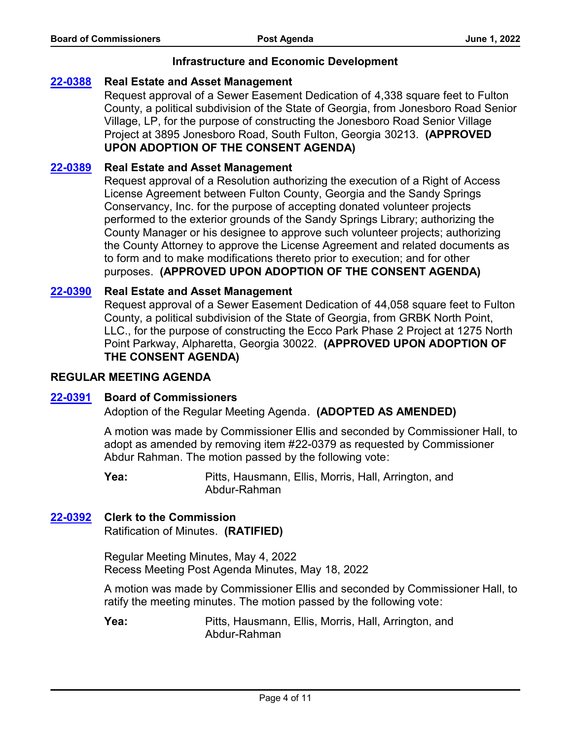### Infrastructure and Economic Development

**[22-0388](22-0388) Real Estate and Asset Management**

Request approval of a Sewer Easement Dedication of 4,338 square feet to Fulton County, a political subdivision of the State of Georgia, from Jonesboro Road Senior Village, LP, for the purpose of constructing the Jonesboro Road Senior Village Project at 3895 Jonesboro Road, South Fulton, Georgia 30213. **(APPROVED UPON ADOPTION OF THE CONSENT AGENDA)**

**[22-0389](22-0389) Real Estate and Asset Management**

Request approval of a Resolution authorizing the execution of a Right of Access License Agreement between Fulton County, Georgia and the Sandy Springs Conservancy, Inc. for the purpose of accepting donated volunteer projects performed to the exterior grounds of the Sandy Springs Library; authorizing the County Manager or his designee to approve such volunteer projects; authorizing the County Attorney to approve the License Agreement and related documents as to form and to make modifications thereto prior to execution; and for other purposes. **(APPROVED UPON ADOPTION OF THE CONSENT AGENDA)**

**[22-0390](22-0390) Real Estate and Asset Management**

Request approval of a Sewer Easement Dedication of 44,058 square feet to Fulton County, a political subdivision of the State of Georgia, from GRBK North Point, LLC., for the purpose of constructing the Ecco Park Phase 2 Project at 1275 North Point Parkway, Alpharetta, Georgia 30022. **(APPROVED UPON ADOPTION OF THE CONSENT AGENDA)**

## REGULAR MEETING AGENDA

**[22-0391](22-0391) Board of Commissioners**

Adoption of the Regular Meeting Agenda. **(ADOPTED AS AMENDED)**

A motion was made by Commissioner Ellis and seconded by Commissioner Hall, to adopt as amended by removing item #22-0379 as requested by Commissioner Abdur Rahman. The motion passed by the following vote:

**Yea:** Pitts, Hausmann, Ellis, Morris, Hall, Arrington, and Abdur-Rahman

**[22-0392](22-0392) Clerk to the Commission**

Ratification of Minutes. **(RATIFIED)**

Regular Meeting Minutes, May 4, 2022
Recess Meeting Post Agenda Minutes, May 18, 2022

A motion was made by Commissioner Ellis and seconded by Commissioner Hall, to ratify the meeting minutes. The motion passed by the following vote:

**Yea:** Pitts, Hausmann, Ellis, Morris, Hall, Arrington, and Abdur-Rahman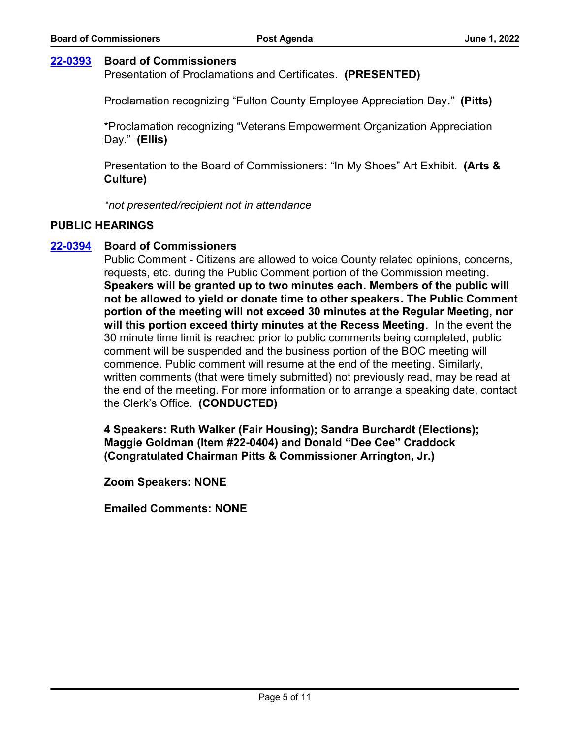**[22-0393](#) Board of Commissioners**
Presentation of Proclamations and Certificates. **(PRESENTED)**

Proclamation recognizing "Fulton County Employee Appreciation Day." **(Pitts)**

*~~Proclamation recognizing "Veterans Empowerment Organization Appreciation Day." **(Ellis**~~**)**

Presentation to the Board of Commissioners: "In My Shoes" Art Exhibit. **(Arts & Culture)**

*\*not presented/recipient not in attendance*

## PUBLIC HEARINGS

**[22-0394](#) Board of Commissioners**
Public Comment - Citizens are allowed to voice County related opinions, concerns, requests, etc. during the Public Comment portion of the Commission meeting. **Speakers will be granted up to two minutes each. Members of the public will not be allowed to yield or donate time to other speakers. The Public Comment portion of the meeting will not exceed 30 minutes at the Regular Meeting, nor will this portion exceed thirty minutes at the Recess Meeting**. In the event the 30 minute time limit is reached prior to public comments being completed, public comment will be suspended and the business portion of the BOC meeting will commence. Public comment will resume at the end of the meeting. Similarly, written comments (that were timely submitted) not previously read, may be read at the end of the meeting. For more information or to arrange a speaking date, contact the Clerk's Office. **(CONDUCTED)**

**4 Speakers: Ruth Walker (Fair Housing); Sandra Burchardt (Elections); Maggie Goldman (Item #22-0404) and Donald "Dee Cee" Craddock (Congratulated Chairman Pitts & Commissioner Arrington, Jr.)**

**Zoom Speakers: NONE**

**Emailed Comments: NONE**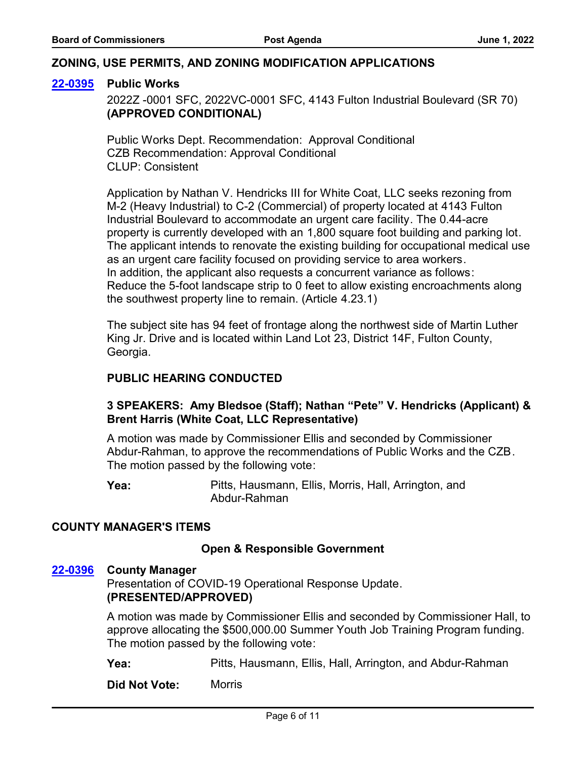## ZONING, USE PERMITS, AND ZONING MODIFICATION APPLICATIONS

**[22-0395](22-0395) Public Works**

2022Z -0001 SFC, 2022VC-0001 SFC, 4143 Fulton Industrial Boulevard (SR 70)
**(APPROVED CONDITIONAL)**

Public Works Dept. Recommendation: Approval Conditional
CZB Recommendation: Approval Conditional
CLUP: Consistent

Application by Nathan V. Hendricks III for White Coat, LLC seeks rezoning from M-2 (Heavy Industrial) to C-2 (Commercial) of property located at 4143 Fulton Industrial Boulevard to accommodate an urgent care facility. The 0.44-acre property is currently developed with an 1,800 square foot building and parking lot. The applicant intends to renovate the existing building for occupational medical use as an urgent care facility focused on providing service to area workers.
In addition, the applicant also requests a concurrent variance as follows:
Reduce the 5-foot landscape strip to 0 feet to allow existing encroachments along the southwest property line to remain. (Article 4.23.1)

The subject site has 94 feet of frontage along the northwest side of Martin Luther King Jr. Drive and is located within Land Lot 23, District 14F, Fulton County, Georgia.

**PUBLIC HEARING CONDUCTED**

**3 SPEAKERS: Amy Bledsoe (Staff); Nathan "Pete" V. Hendricks (Applicant) & Brent Harris (White Coat, LLC Representative)**

A motion was made by Commissioner Ellis and seconded by Commissioner Abdur-Rahman, to approve the recommendations of Public Works and the CZB. The motion passed by the following vote:

**Yea:** Pitts, Hausmann, Ellis, Morris, Hall, Arrington, and Abdur-Rahman

## COUNTY MANAGER'S ITEMS

### Open & Responsible Government

**[22-0396](22-0396) County Manager**

Presentation of COVID-19 Operational Response Update.
**(PRESENTED/APPROVED)**

A motion was made by Commissioner Ellis and seconded by Commissioner Hall, to approve allocating the $500,000.00 Summer Youth Job Training Program funding. The motion passed by the following vote:

**Yea:** Pitts, Hausmann, Ellis, Hall, Arrington, and Abdur-Rahman

**Did Not Vote:** Morris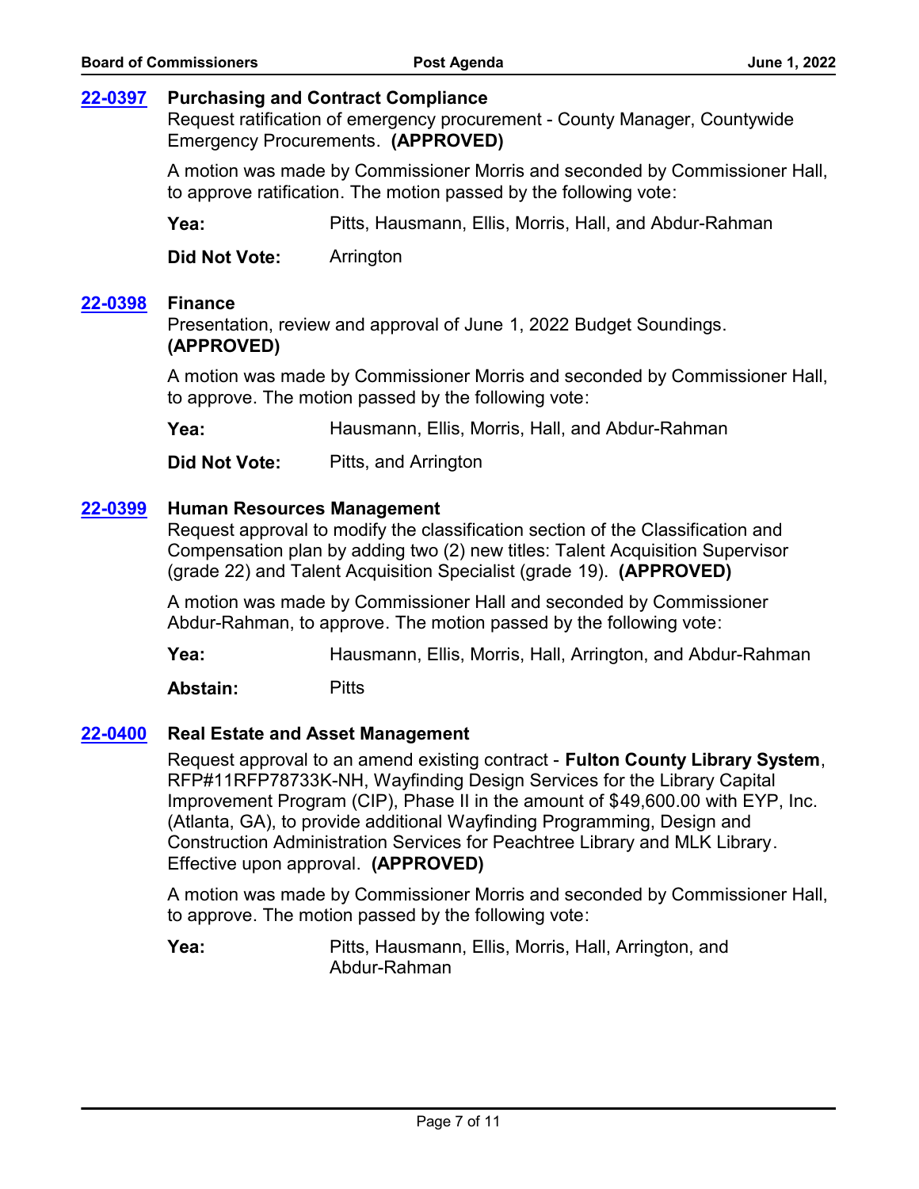**[22-0397](#) Purchasing and Contract Compliance**

Request ratification of emergency procurement - County Manager, Countywide Emergency Procurements. **(APPROVED)**

A motion was made by Commissioner Morris and seconded by Commissioner Hall, to approve ratification. The motion passed by the following vote:

**Yea:** Pitts, Hausmann, Ellis, Morris, Hall, and Abdur-Rahman

**Did Not Vote:** Arrington

**[22-0398](#) Finance**

Presentation, review and approval of June 1, 2022 Budget Soundings. **(APPROVED)**

A motion was made by Commissioner Morris and seconded by Commissioner Hall, to approve. The motion passed by the following vote:

**Yea:** Hausmann, Ellis, Morris, Hall, and Abdur-Rahman

**Did Not Vote:** Pitts, and Arrington

**[22-0399](#) Human Resources Management**

Request approval to modify the classification section of the Classification and Compensation plan by adding two (2) new titles: Talent Acquisition Supervisor (grade 22) and Talent Acquisition Specialist (grade 19). **(APPROVED)**

A motion was made by Commissioner Hall and seconded by Commissioner Abdur-Rahman, to approve. The motion passed by the following vote:

**Yea:** Hausmann, Ellis, Morris, Hall, Arrington, and Abdur-Rahman

**Abstain:** Pitts

**[22-0400](#) Real Estate and Asset Management**

Request approval to an amend existing contract - **Fulton County Library System**, RFP#11RFP78733K-NH, Wayfinding Design Services for the Library Capital Improvement Program (CIP), Phase II in the amount of $49,600.00 with EYP, Inc. (Atlanta, GA), to provide additional Wayfinding Programming, Design and Construction Administration Services for Peachtree Library and MLK Library. Effective upon approval. **(APPROVED)**

A motion was made by Commissioner Morris and seconded by Commissioner Hall, to approve. The motion passed by the following vote:

**Yea:** Pitts, Hausmann, Ellis, Morris, Hall, Arrington, and Abdur-Rahman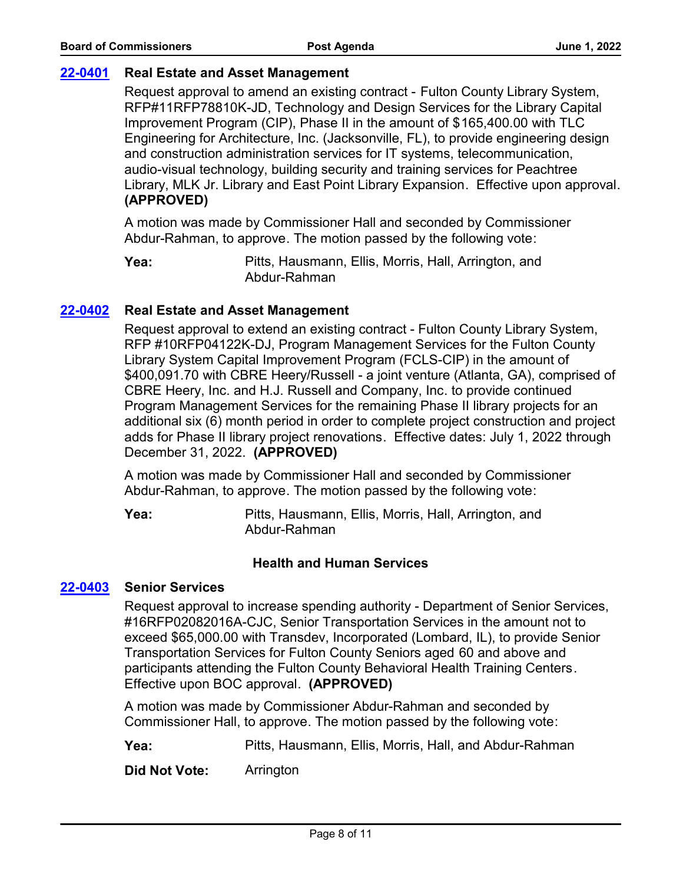**22-0401** **Real Estate and Asset Management**

Request approval to amend an existing contract - Fulton County Library System, RFP#11RFP78810K-JD, Technology and Design Services for the Library Capital Improvement Program (CIP), Phase II in the amount of $165,400.00 with TLC Engineering for Architecture, Inc. (Jacksonville, FL), to provide engineering design and construction administration services for IT systems, telecommunication, audio-visual technology, building security and training services for Peachtree Library, MLK Jr. Library and East Point Library Expansion. Effective upon approval. **(APPROVED)**

A motion was made by Commissioner Hall and seconded by Commissioner Abdur-Rahman, to approve. The motion passed by the following vote:

**Yea:** Pitts, Hausmann, Ellis, Morris, Hall, Arrington, and Abdur-Rahman

**22-0402** **Real Estate and Asset Management**

Request approval to extend an existing contract - Fulton County Library System, RFP #10RFP04122K-DJ, Program Management Services for the Fulton County Library System Capital Improvement Program (FCLS-CIP) in the amount of $400,091.70 with CBRE Heery/Russell - a joint venture (Atlanta, GA), comprised of CBRE Heery, Inc. and H.J. Russell and Company, Inc. to provide continued Program Management Services for the remaining Phase II library projects for an additional six (6) month period in order to complete project construction and project adds for Phase II library project renovations. Effective dates: July 1, 2022 through December 31, 2022. **(APPROVED)**

A motion was made by Commissioner Hall and seconded by Commissioner Abdur-Rahman, to approve. The motion passed by the following vote:

**Yea:** Pitts, Hausmann, Ellis, Morris, Hall, Arrington, and Abdur-Rahman

## Health and Human Services

**22-0403** **Senior Services**

Request approval to increase spending authority - Department of Senior Services, #16RFP02082016A-CJC, Senior Transportation Services in the amount not to exceed $65,000.00 with Transdev, Incorporated (Lombard, IL), to provide Senior Transportation Services for Fulton County Seniors aged 60 and above and participants attending the Fulton County Behavioral Health Training Centers. Effective upon BOC approval. **(APPROVED)**

A motion was made by Commissioner Abdur-Rahman and seconded by Commissioner Hall, to approve. The motion passed by the following vote:

**Yea:** Pitts, Hausmann, Ellis, Morris, Hall, and Abdur-Rahman

**Did Not Vote:** Arrington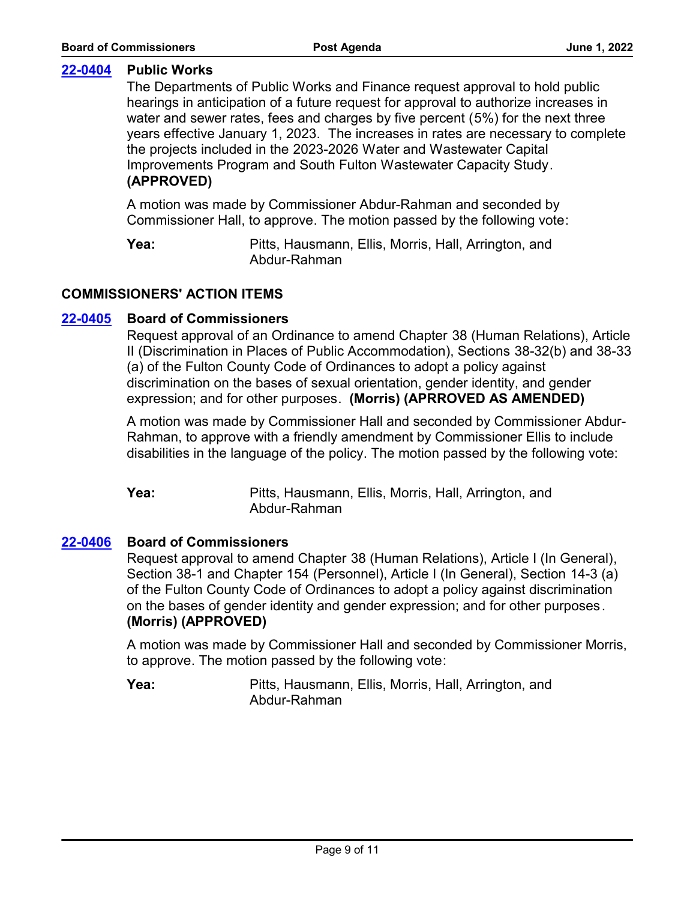**22-0404** **Public Works**

The Departments of Public Works and Finance request approval to hold public hearings in anticipation of a future request for approval to authorize increases in water and sewer rates, fees and charges by five percent (5%) for the next three years effective January 1, 2023. The increases in rates are necessary to complete the projects included in the 2023-2026 Water and Wastewater Capital Improvements Program and South Fulton Wastewater Capacity Study. **(APPROVED)**

A motion was made by Commissioner Abdur-Rahman and seconded by Commissioner Hall, to approve. The motion passed by the following vote:

**Yea:** Pitts, Hausmann, Ellis, Morris, Hall, Arrington, and Abdur-Rahman

## COMMISSIONERS' ACTION ITEMS

**22-0405** **Board of Commissioners**

Request approval of an Ordinance to amend Chapter 38 (Human Relations), Article II (Discrimination in Places of Public Accommodation), Sections 38-32(b) and 38-33 (a) of the Fulton County Code of Ordinances to adopt a policy against discrimination on the bases of sexual orientation, gender identity, and gender expression; and for other purposes. **(Morris) (APRROVED AS AMENDED)**

A motion was made by Commissioner Hall and seconded by Commissioner Abdur-Rahman, to approve with a friendly amendment by Commissioner Ellis to include disabilities in the language of the policy. The motion passed by the following vote:

**Yea:** Pitts, Hausmann, Ellis, Morris, Hall, Arrington, and Abdur-Rahman

**22-0406** **Board of Commissioners**

Request approval to amend Chapter 38 (Human Relations), Article I (In General), Section 38-1 and Chapter 154 (Personnel), Article I (In General), Section 14-3 (a) of the Fulton County Code of Ordinances to adopt a policy against discrimination on the bases of gender identity and gender expression; and for other purposes. **(Morris) (APPROVED)**

A motion was made by Commissioner Hall and seconded by Commissioner Morris, to approve. The motion passed by the following vote:

**Yea:** Pitts, Hausmann, Ellis, Morris, Hall, Arrington, and Abdur-Rahman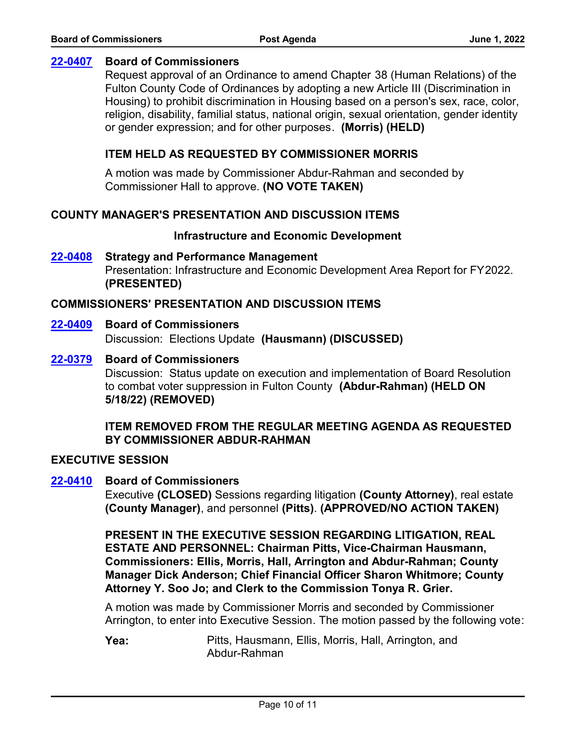**22-0407** **Board of Commissioners**

Request approval of an Ordinance to amend Chapter 38 (Human Relations) of the Fulton County Code of Ordinances by adopting a new Article III (Discrimination in Housing) to prohibit discrimination in Housing based on a person's sex, race, color, religion, disability, familial status, national origin, sexual orientation, gender identity or gender expression; and for other purposes. **(Morris) (HELD)**

**ITEM HELD AS REQUESTED BY COMMISSIONER MORRIS**

A motion was made by Commissioner Abdur-Rahman and seconded by Commissioner Hall to approve. **(NO VOTE TAKEN)**

## COUNTY MANAGER'S PRESENTATION AND DISCUSSION ITEMS

### Infrastructure and Economic Development

**22-0408** **Strategy and Performance Management**

Presentation: Infrastructure and Economic Development Area Report for FY2022. **(PRESENTED)**

## COMMISSIONERS' PRESENTATION AND DISCUSSION ITEMS

**22-0409** **Board of Commissioners**

Discussion: Elections Update **(Hausmann) (DISCUSSED)**

**22-0379** **Board of Commissioners**

Discussion: Status update on execution and implementation of Board Resolution to combat voter suppression in Fulton County **(Abdur-Rahman) (HELD ON 5/18/22) (REMOVED)**

**ITEM REMOVED FROM THE REGULAR MEETING AGENDA AS REQUESTED BY COMMISSIONER ABDUR-RAHMAN**

## EXECUTIVE SESSION

**22-0410** **Board of Commissioners**

Executive **(CLOSED)** Sessions regarding litigation **(County Attorney)**, real estate **(County Manager)**, and personnel **(Pitts)**. **(APPROVED/NO ACTION TAKEN)**

**PRESENT IN THE EXECUTIVE SESSION REGARDING LITIGATION, REAL ESTATE AND PERSONNEL: Chairman Pitts, Vice-Chairman Hausmann, Commissioners: Ellis, Morris, Hall, Arrington and Abdur-Rahman; County Manager Dick Anderson; Chief Financial Officer Sharon Whitmore; County Attorney Y. Soo Jo; and Clerk to the Commission Tonya R. Grier.**

A motion was made by Commissioner Morris and seconded by Commissioner Arrington, to enter into Executive Session. The motion passed by the following vote:

**Yea:** Pitts, Hausmann, Ellis, Morris, Hall, Arrington, and Abdur-Rahman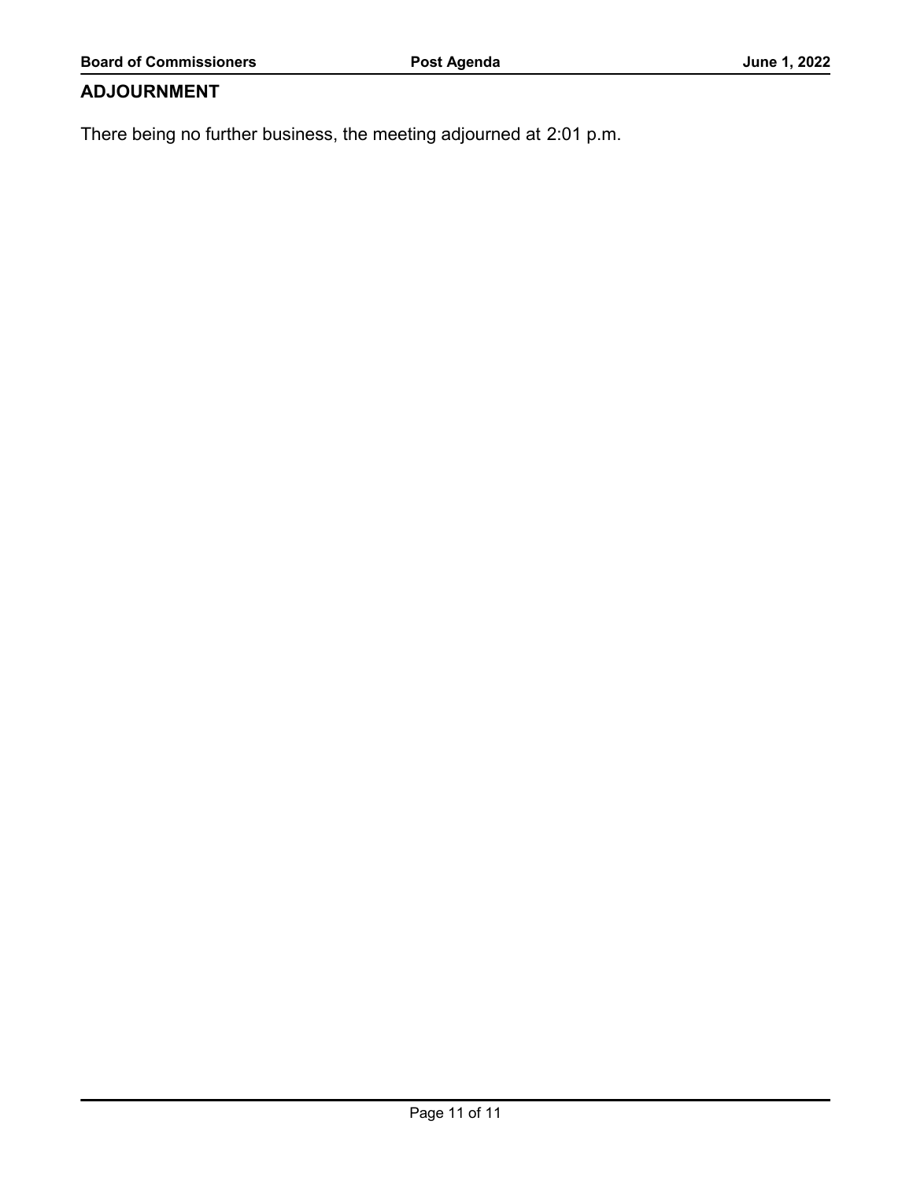## ADJOURNMENT

There being no further business, the meeting adjourned at 2:01 p.m.